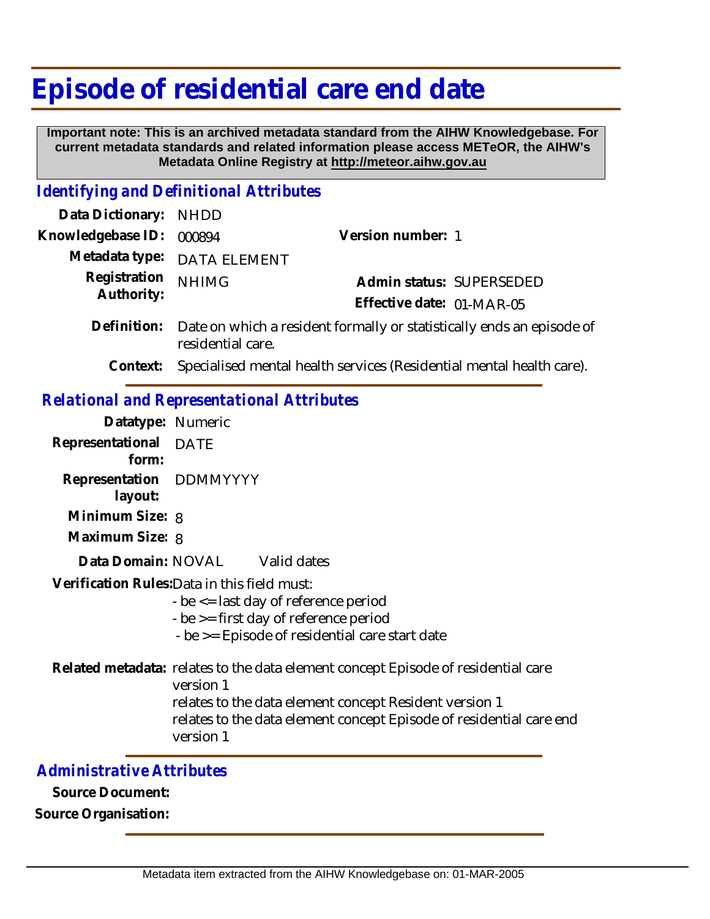# Episode of residential care end date

**Important note: This is an archived metadata standard from the AIHW Knowledgebase. For current metadata standards and related information please access METeOR, the AIHW's Metadata Online Registry at http://meteor.aihw.gov.au**

## Identifying and Definitional Attributes

**Data Dictionary:** NHDD

**Knowledgebase ID:** 000894

**Version number:** 1

**Metadata type:** DATA ELEMENT

**Registration Authority:** NHIMG

**Admin status:** SUPERSEDED

**Effective date:** 01-MAR-05

**Definition:** Date on which a resident formally or statistically ends an episode of residential care.

**Context:** Specialised mental health services (Residential mental health care).

## Relational and Representational Attributes

**Datatype:** Numeric

**Representational form:** DATE

**Representation layout:** DDMMYYYY

**Minimum Size:** 8

**Maximum Size:** 8

**Data Domain:** NOVAL Valid dates

**Verification Rules:** Data in this field must:

- be <= last day of reference period
- be >= first day of reference period
- be >= Episode of residential care start date

**Related metadata:** relates to the data element concept Episode of residential care version 1
relates to the data element concept Resident version 1
relates to the data element concept Episode of residential care end version 1

## Administrative Attributes

**Source Document:**

**Source Organisation:**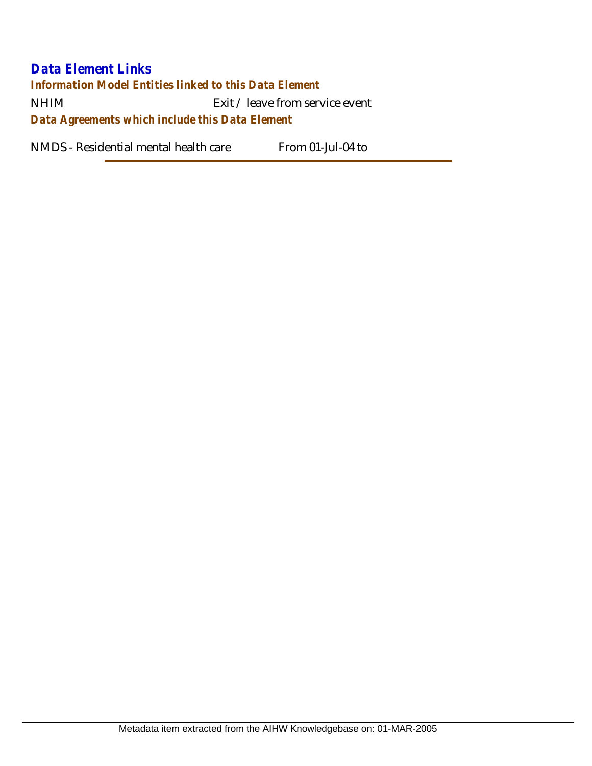## Data Element Links

### *Information Model Entities linked to this Data Element*

| | |
|---|---|
| NHIM | Exit / leave from service event |

### *Data Agreements which include this Data Element*

| | |
|---|---|
| NMDS - Residential mental health care | From 01-Jul-04 to |

Metadata item extracted from the AIHW Knowledgebase on: 01-MAR-2005